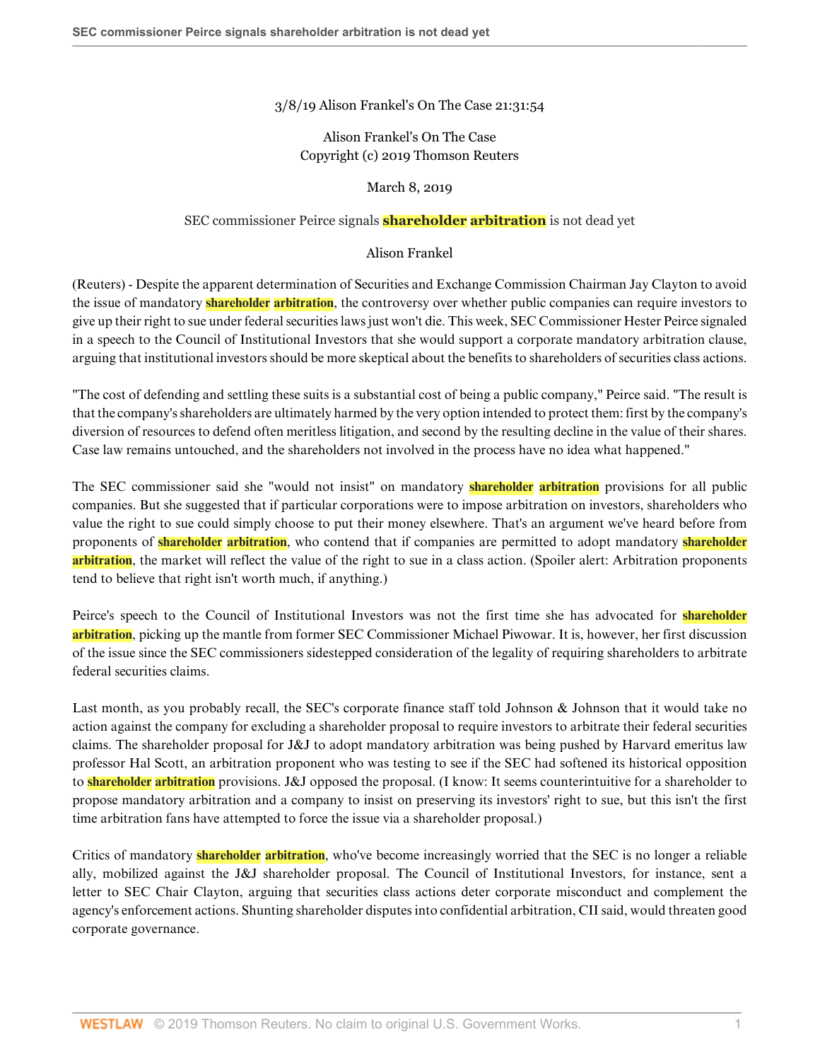3/8/19 Alison Frankel's On The Case 21:31:54

Alison Frankel's On The Case
Copyright (c) 2019 Thomson Reuters

March 8, 2019

# SEC commissioner Peirce signals shareholder arbitration is not dead yet

Alison Frankel

(Reuters) - Despite the apparent determination of Securities and Exchange Commission Chairman Jay Clayton to avoid the issue of mandatory shareholder arbitration, the controversy over whether public companies can require investors to give up their right to sue under federal securities laws just won't die. This week, SEC Commissioner Hester Peirce signaled in a speech to the Council of Institutional Investors that she would support a corporate mandatory arbitration clause, arguing that institutional investors should be more skeptical about the benefits to shareholders of securities class actions.

"The cost of defending and settling these suits is a substantial cost of being a public company," Peirce said. "The result is that the company's shareholders are ultimately harmed by the very option intended to protect them: first by the company's diversion of resources to defend often meritless litigation, and second by the resulting decline in the value of their shares. Case law remains untouched, and the shareholders not involved in the process have no idea what happened."

The SEC commissioner said she "would not insist" on mandatory shareholder arbitration provisions for all public companies. But she suggested that if particular corporations were to impose arbitration on investors, shareholders who value the right to sue could simply choose to put their money elsewhere. That's an argument we've heard before from proponents of shareholder arbitration, who contend that if companies are permitted to adopt mandatory shareholder arbitration, the market will reflect the value of the right to sue in a class action. (Spoiler alert: Arbitration proponents tend to believe that right isn't worth much, if anything.)

Peirce's speech to the Council of Institutional Investors was not the first time she has advocated for shareholder arbitration, picking up the mantle from former SEC Commissioner Michael Piwowar. It is, however, her first discussion of the issue since the SEC commissioners sidestepped consideration of the legality of requiring shareholders to arbitrate federal securities claims.

Last month, as you probably recall, the SEC's corporate finance staff told Johnson & Johnson that it would take no action against the company for excluding a shareholder proposal to require investors to arbitrate their federal securities claims. The shareholder proposal for J&J to adopt mandatory arbitration was being pushed by Harvard emeritus law professor Hal Scott, an arbitration proponent who was testing to see if the SEC had softened its historical opposition to shareholder arbitration provisions. J&J opposed the proposal. (I know: It seems counterintuitive for a shareholder to propose mandatory arbitration and a company to insist on preserving its investors' right to sue, but this isn't the first time arbitration fans have attempted to force the issue via a shareholder proposal.)

Critics of mandatory shareholder arbitration, who've become increasingly worried that the SEC is no longer a reliable ally, mobilized against the J&J shareholder proposal. The Council of Institutional Investors, for instance, sent a letter to SEC Chair Clayton, arguing that securities class actions deter corporate misconduct and complement the agency's enforcement actions. Shunting shareholder disputes into confidential arbitration, CII said, would threaten good corporate governance.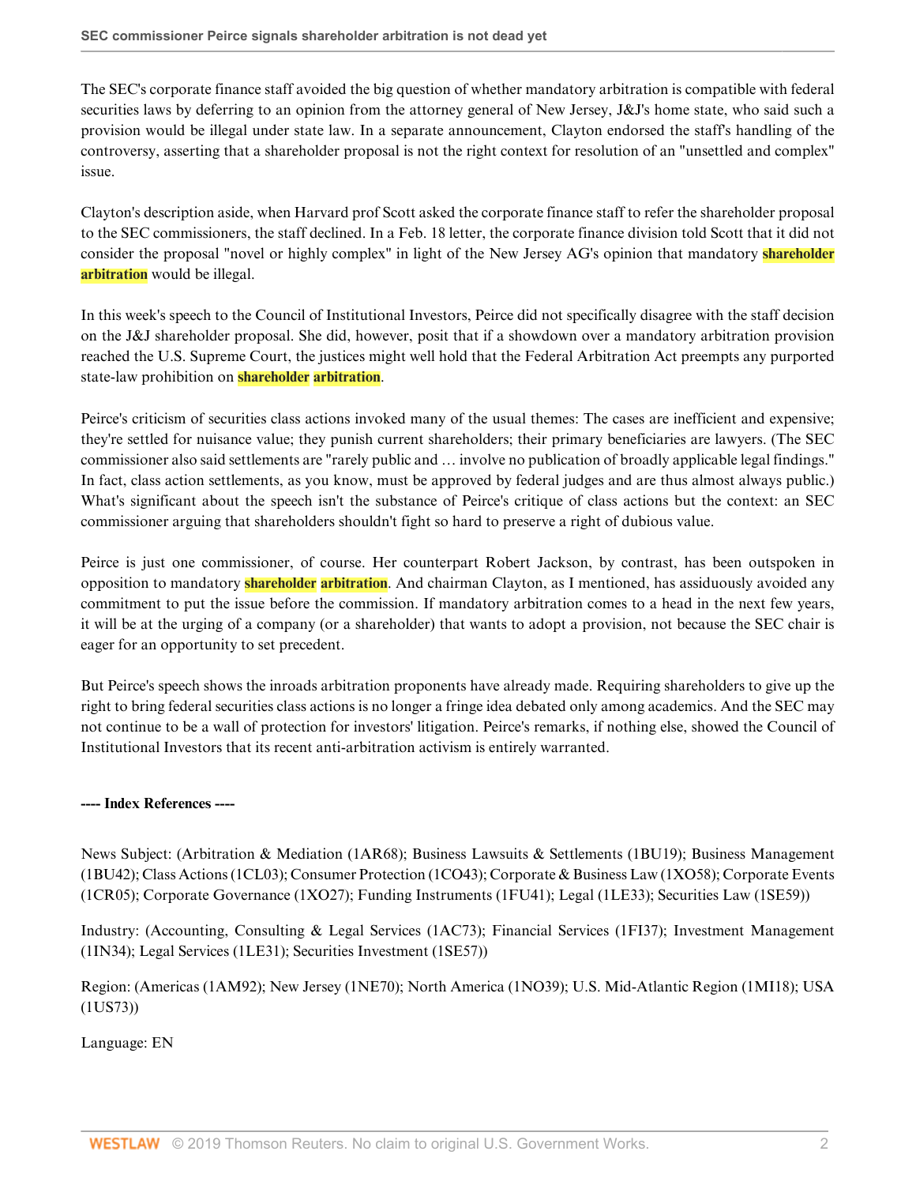The SEC's corporate finance staff avoided the big question of whether mandatory arbitration is compatible with federal securities laws by deferring to an opinion from the attorney general of New Jersey, J&J's home state, who said such a provision would be illegal under state law. In a separate announcement, Clayton endorsed the staff's handling of the controversy, asserting that a shareholder proposal is not the right context for resolution of an "unsettled and complex" issue.

Clayton's description aside, when Harvard prof Scott asked the corporate finance staff to refer the shareholder proposal to the SEC commissioners, the staff declined. In a Feb. 18 letter, the corporate finance division told Scott that it did not consider the proposal "novel or highly complex" in light of the New Jersey AG's opinion that mandatory **shareholder arbitration** would be illegal.

In this week's speech to the Council of Institutional Investors, Peirce did not specifically disagree with the staff decision on the J&J shareholder proposal. She did, however, posit that if a showdown over a mandatory arbitration provision reached the U.S. Supreme Court, the justices might well hold that the Federal Arbitration Act preempts any purported state-law prohibition on **shareholder arbitration**.

Peirce's criticism of securities class actions invoked many of the usual themes: The cases are inefficient and expensive; they're settled for nuisance value; they punish current shareholders; their primary beneficiaries are lawyers. (The SEC commissioner also said settlements are "rarely public and … involve no publication of broadly applicable legal findings." In fact, class action settlements, as you know, must be approved by federal judges and are thus almost always public.) What's significant about the speech isn't the substance of Peirce's critique of class actions but the context: an SEC commissioner arguing that shareholders shouldn't fight so hard to preserve a right of dubious value.

Peirce is just one commissioner, of course. Her counterpart Robert Jackson, by contrast, has been outspoken in opposition to mandatory **shareholder arbitration**. And chairman Clayton, as I mentioned, has assiduously avoided any commitment to put the issue before the commission. If mandatory arbitration comes to a head in the next few years, it will be at the urging of a company (or a shareholder) that wants to adopt a provision, not because the SEC chair is eager for an opportunity to set precedent.

But Peirce's speech shows the inroads arbitration proponents have already made. Requiring shareholders to give up the right to bring federal securities class actions is no longer a fringe idea debated only among academics. And the SEC may not continue to be a wall of protection for investors' litigation. Peirce's remarks, if nothing else, showed the Council of Institutional Investors that its recent anti-arbitration activism is entirely warranted.

**---- Index References ----**

News Subject: (Arbitration & Mediation (1AR68); Business Lawsuits & Settlements (1BU19); Business Management (1BU42); Class Actions (1CL03); Consumer Protection (1CO43); Corporate & Business Law (1XO58); Corporate Events (1CR05); Corporate Governance (1XO27); Funding Instruments (1FU41); Legal (1LE33); Securities Law (1SE59))

Industry: (Accounting, Consulting & Legal Services (1AC73); Financial Services (1FI37); Investment Management (1IN34); Legal Services (1LE31); Securities Investment (1SE57))

Region: (Americas (1AM92); New Jersey (1NE70); North America (1NO39); U.S. Mid-Atlantic Region (1MI18); USA (1US73))

Language: EN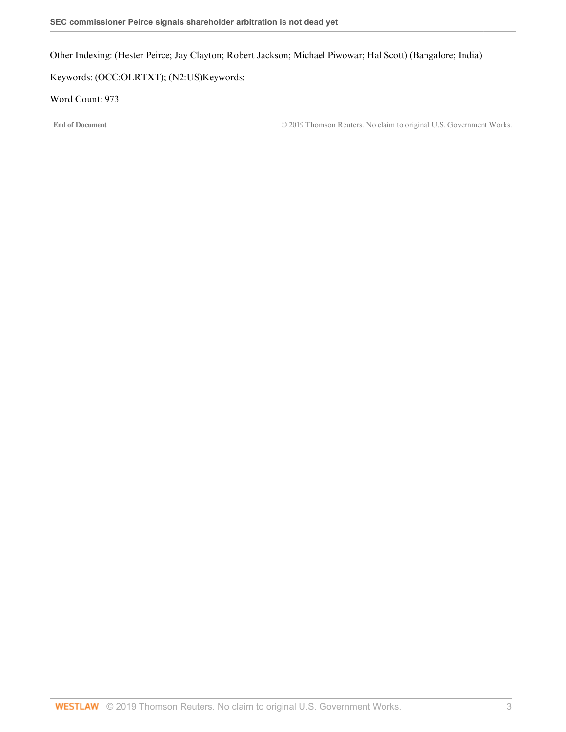Other Indexing: (Hester Peirce; Jay Clayton; Robert Jackson; Michael Piwowar; Hal Scott) (Bangalore; India)

Keywords: (OCC:OLRTXT); (N2:US)Keywords:

Word Count: 973

**End of Document** © 2019 Thomson Reuters. No claim to original U.S. Government Works.